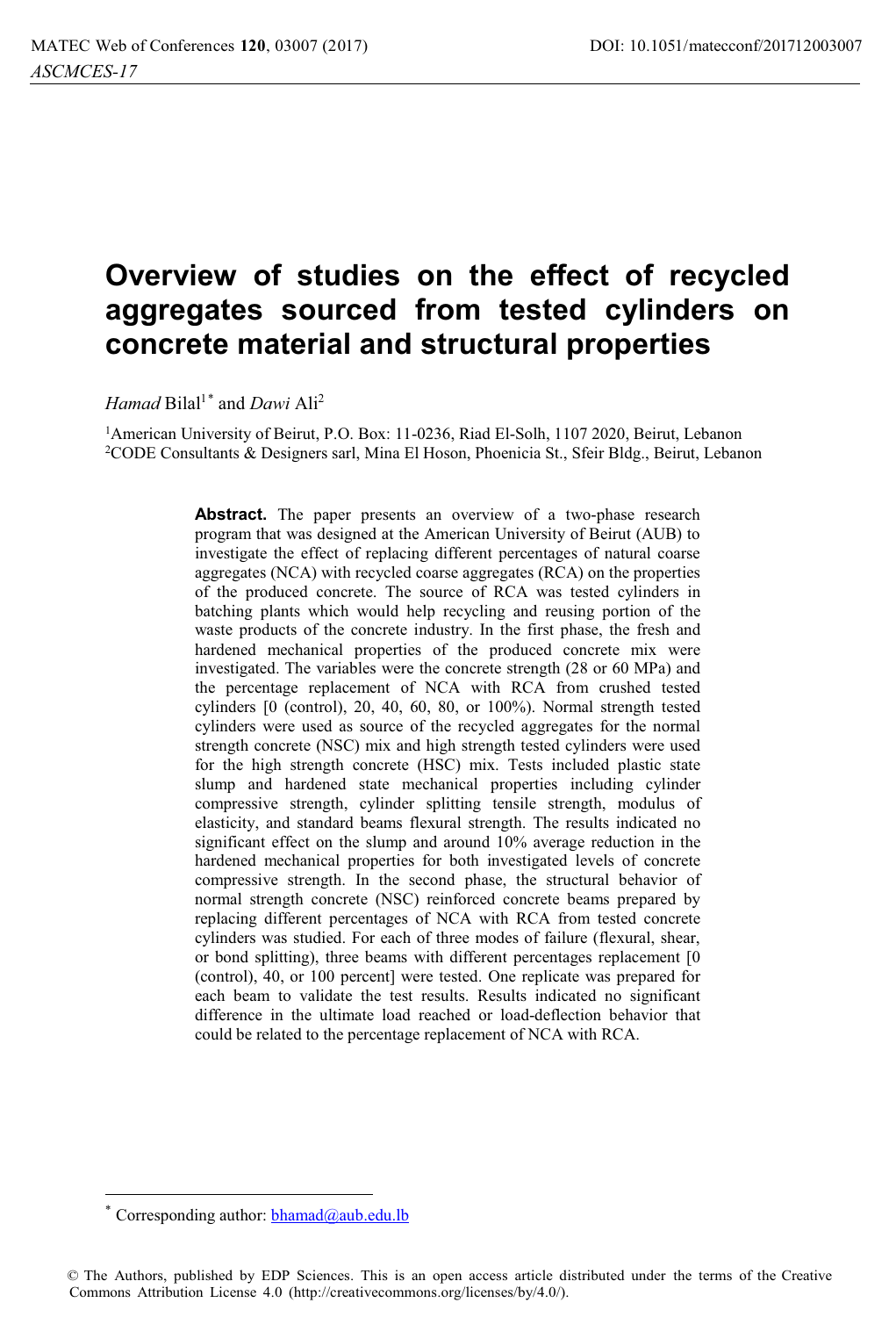# Overview of studies on the effect of recycled aggregates sourced from tested cylinders on concrete material and structural properties

*Hamad* Bilal[1*] and *Dawi* Ali[2]

[1]American University of Beirut, P.O. Box: 11-0236, Riad El-Solh, 1107 2020, Beirut, Lebanon
[2]CODE Consultants & Designers sarl, Mina El Hoson, Phoenicia St., Sfeir Bldg., Beirut, Lebanon

**Abstract.** The paper presents an overview of a two-phase research program that was designed at the American University of Beirut (AUB) to investigate the effect of replacing different percentages of natural coarse aggregates (NCA) with recycled coarse aggregates (RCA) on the properties of the produced concrete. The source of RCA was tested cylinders in batching plants which would help recycling and reusing portion of the waste products of the concrete industry. In the first phase, the fresh and hardened mechanical properties of the produced concrete mix were investigated. The variables were the concrete strength (28 or 60 MPa) and the percentage replacement of NCA with RCA from crushed tested cylinders [0 (control), 20, 40, 60, 80, or 100%). Normal strength tested cylinders were used as source of the recycled aggregates for the normal strength concrete (NSC) mix and high strength tested cylinders were used for the high strength concrete (HSC) mix. Tests included plastic state slump and hardened state mechanical properties including cylinder compressive strength, cylinder splitting tensile strength, modulus of elasticity, and standard beams flexural strength. The results indicated no significant effect on the slump and around 10% average reduction in the hardened mechanical properties for both investigated levels of concrete compressive strength. In the second phase, the structural behavior of normal strength concrete (NSC) reinforced concrete beams prepared by replacing different percentages of NCA with RCA from tested concrete cylinders was studied. For each of three modes of failure (flexural, shear, or bond splitting), three beams with different percentages replacement [0 (control), 40, or 100 percent] were tested. One replicate was prepared for each beam to validate the test results. Results indicated no significant difference in the ultimate load reached or load-deflection behavior that could be related to the percentage replacement of NCA with RCA.

[*] Corresponding author: bhamad@aub.edu.lb

© The Authors, published by EDP Sciences. This is an open access article distributed under the terms of the Creative Commons Attribution License 4.0 (http://creativecommons.org/licenses/by/4.0/).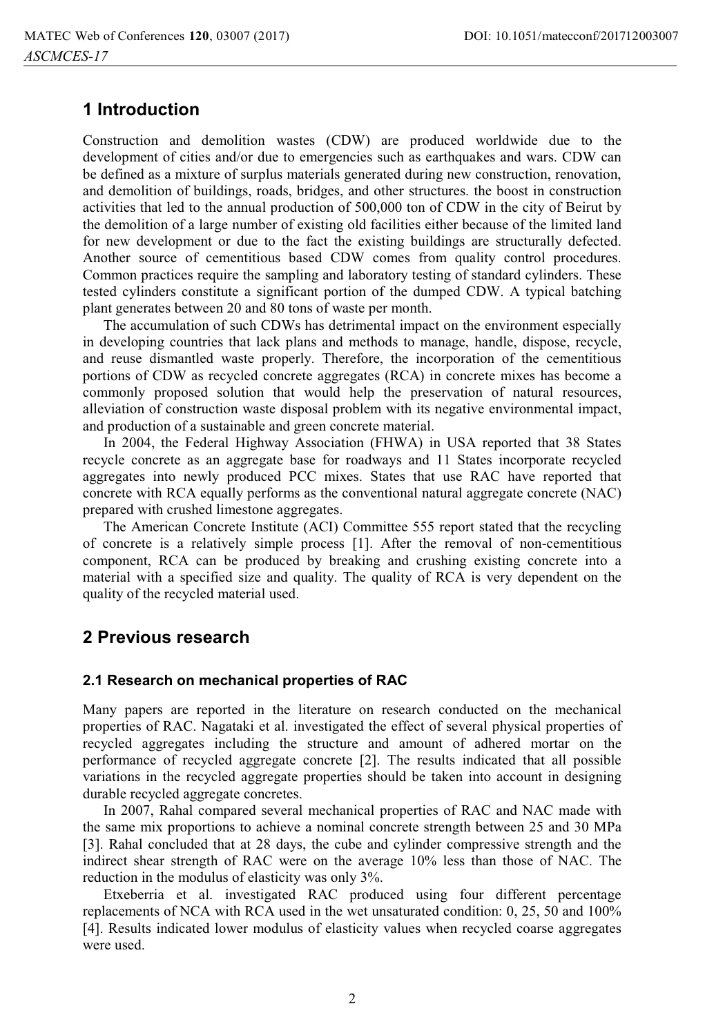## 1 Introduction

Construction and demolition wastes (CDW) are produced worldwide due to the development of cities and/or due to emergencies such as earthquakes and wars. CDW can be defined as a mixture of surplus materials generated during new construction, renovation, and demolition of buildings, roads, bridges, and other structures. the boost in construction activities that led to the annual production of 500,000 ton of CDW in the city of Beirut by the demolition of a large number of existing old facilities either because of the limited land for new development or due to the fact the existing buildings are structurally defected. Another source of cementitious based CDW comes from quality control procedures. Common practices require the sampling and laboratory testing of standard cylinders. These tested cylinders constitute a significant portion of the dumped CDW. A typical batching plant generates between 20 and 80 tons of waste per month.

The accumulation of such CDWs has detrimental impact on the environment especially in developing countries that lack plans and methods to manage, handle, dispose, recycle, and reuse dismantled waste properly. Therefore, the incorporation of the cementitious portions of CDW as recycled concrete aggregates (RCA) in concrete mixes has become a commonly proposed solution that would help the preservation of natural resources, alleviation of construction waste disposal problem with its negative environmental impact, and production of a sustainable and green concrete material.

In 2004, the Federal Highway Association (FHWA) in USA reported that 38 States recycle concrete as an aggregate base for roadways and 11 States incorporate recycled aggregates into newly produced PCC mixes. States that use RAC have reported that concrete with RCA equally performs as the conventional natural aggregate concrete (NAC) prepared with crushed limestone aggregates.

The American Concrete Institute (ACI) Committee 555 report stated that the recycling of concrete is a relatively simple process [1]. After the removal of non-cementitious component, RCA can be produced by breaking and crushing existing concrete into a material with a specified size and quality. The quality of RCA is very dependent on the quality of the recycled material used.

## 2 Previous research

### 2.1 Research on mechanical properties of RAC

Many papers are reported in the literature on research conducted on the mechanical properties of RAC. Nagataki et al. investigated the effect of several physical properties of recycled aggregates including the structure and amount of adhered mortar on the performance of recycled aggregate concrete [2]. The results indicated that all possible variations in the recycled aggregate properties should be taken into account in designing durable recycled aggregate concretes.

In 2007, Rahal compared several mechanical properties of RAC and NAC made with the same mix proportions to achieve a nominal concrete strength between 25 and 30 MPa [3]. Rahal concluded that at 28 days, the cube and cylinder compressive strength and the indirect shear strength of RAC were on the average 10% less than those of NAC. The reduction in the modulus of elasticity was only 3%.

Etxeberria et al. investigated RAC produced using four different percentage replacements of NCA with RCA used in the wet unsaturated condition: 0, 25, 50 and 100% [4]. Results indicated lower modulus of elasticity values when recycled coarse aggregates were used.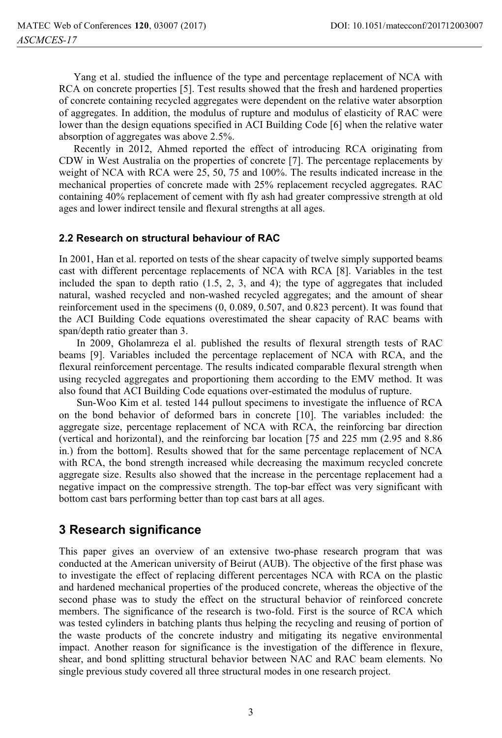Yang et al. studied the influence of the type and percentage replacement of NCA with RCA on concrete properties [5]. Test results showed that the fresh and hardened properties of concrete containing recycled aggregates were dependent on the relative water absorption of aggregates. In addition, the modulus of rupture and modulus of elasticity of RAC were lower than the design equations specified in ACI Building Code [6] when the relative water absorption of aggregates was above 2.5%.

Recently in 2012, Ahmed reported the effect of introducing RCA originating from CDW in West Australia on the properties of concrete [7]. The percentage replacements by weight of NCA with RCA were 25, 50, 75 and 100%. The results indicated increase in the mechanical properties of concrete made with 25% replacement recycled aggregates. RAC containing 40% replacement of cement with fly ash had greater compressive strength at old ages and lower indirect tensile and flexural strengths at all ages.

### 2.2 Research on structural behaviour of RAC

In 2001, Han et al. reported on tests of the shear capacity of twelve simply supported beams cast with different percentage replacements of NCA with RCA [8]. Variables in the test included the span to depth ratio (1.5, 2, 3, and 4); the type of aggregates that included natural, washed recycled and non-washed recycled aggregates; and the amount of shear reinforcement used in the specimens (0, 0.089, 0.507, and 0.823 percent). It was found that the ACI Building Code equations overestimated the shear capacity of RAC beams with span/depth ratio greater than 3.

In 2009, Gholamreza el al. published the results of flexural strength tests of RAC beams [9]. Variables included the percentage replacement of NCA with RCA, and the flexural reinforcement percentage. The results indicated comparable flexural strength when using recycled aggregates and proportioning them according to the EMV method. It was also found that ACI Building Code equations over-estimated the modulus of rupture.

Sun-Woo Kim et al. tested 144 pullout specimens to investigate the influence of RCA on the bond behavior of deformed bars in concrete [10]. The variables included: the aggregate size, percentage replacement of NCA with RCA, the reinforcing bar direction (vertical and horizontal), and the reinforcing bar location [75 and 225 mm (2.95 and 8.86 in.) from the bottom]. Results showed that for the same percentage replacement of NCA with RCA, the bond strength increased while decreasing the maximum recycled concrete aggregate size. Results also showed that the increase in the percentage replacement had a negative impact on the compressive strength. The top-bar effect was very significant with bottom cast bars performing better than top cast bars at all ages.

## 3 Research significance

This paper gives an overview of an extensive two-phase research program that was conducted at the American university of Beirut (AUB). The objective of the first phase was to investigate the effect of replacing different percentages NCA with RCA on the plastic and hardened mechanical properties of the produced concrete, whereas the objective of the second phase was to study the effect on the structural behavior of reinforced concrete members. The significance of the research is two-fold. First is the source of RCA which was tested cylinders in batching plants thus helping the recycling and reusing of portion of the waste products of the concrete industry and mitigating its negative environmental impact. Another reason for significance is the investigation of the difference in flexure, shear, and bond splitting structural behavior between NAC and RAC beam elements. No single previous study covered all three structural modes in one research project.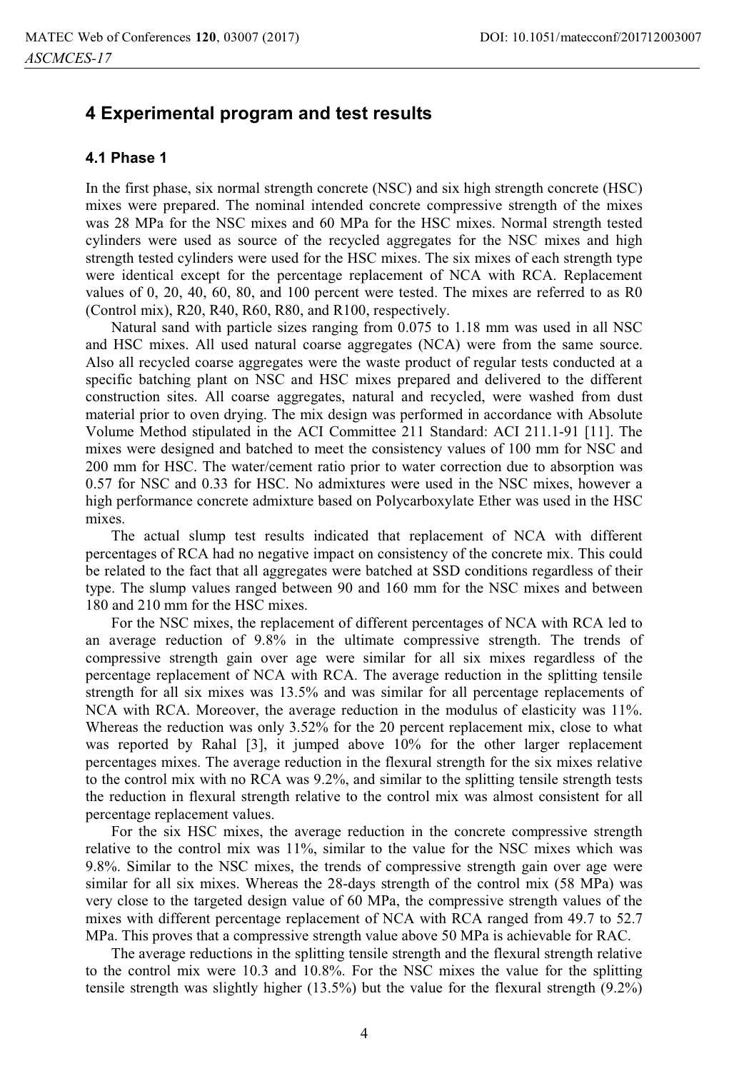## 4 Experimental program and test results

### 4.1 Phase 1

In the first phase, six normal strength concrete (NSC) and six high strength concrete (HSC) mixes were prepared. The nominal intended concrete compressive strength of the mixes was 28 MPa for the NSC mixes and 60 MPa for the HSC mixes. Normal strength tested cylinders were used as source of the recycled aggregates for the NSC mixes and high strength tested cylinders were used for the HSC mixes. The six mixes of each strength type were identical except for the percentage replacement of NCA with RCA. Replacement values of 0, 20, 40, 60, 80, and 100 percent were tested. The mixes are referred to as R0 (Control mix), R20, R40, R60, R80, and R100, respectively.

Natural sand with particle sizes ranging from 0.075 to 1.18 mm was used in all NSC and HSC mixes. All used natural coarse aggregates (NCA) were from the same source. Also all recycled coarse aggregates were the waste product of regular tests conducted at a specific batching plant on NSC and HSC mixes prepared and delivered to the different construction sites. All coarse aggregates, natural and recycled, were washed from dust material prior to oven drying. The mix design was performed in accordance with Absolute Volume Method stipulated in the ACI Committee 211 Standard: ACI 211.1-91 [11]. The mixes were designed and batched to meet the consistency values of 100 mm for NSC and 200 mm for HSC. The water/cement ratio prior to water correction due to absorption was 0.57 for NSC and 0.33 for HSC. No admixtures were used in the NSC mixes, however a high performance concrete admixture based on Polycarboxylate Ether was used in the HSC mixes.

The actual slump test results indicated that replacement of NCA with different percentages of RCA had no negative impact on consistency of the concrete mix. This could be related to the fact that all aggregates were batched at SSD conditions regardless of their type. The slump values ranged between 90 and 160 mm for the NSC mixes and between 180 and 210 mm for the HSC mixes.

For the NSC mixes, the replacement of different percentages of NCA with RCA led to an average reduction of 9.8% in the ultimate compressive strength. The trends of compressive strength gain over age were similar for all six mixes regardless of the percentage replacement of NCA with RCA. The average reduction in the splitting tensile strength for all six mixes was 13.5% and was similar for all percentage replacements of NCA with RCA. Moreover, the average reduction in the modulus of elasticity was 11%. Whereas the reduction was only 3.52% for the 20 percent replacement mix, close to what was reported by Rahal [3], it jumped above 10% for the other larger replacement percentages mixes. The average reduction in the flexural strength for the six mixes relative to the control mix with no RCA was 9.2%, and similar to the splitting tensile strength tests the reduction in flexural strength relative to the control mix was almost consistent for all percentage replacement values.

For the six HSC mixes, the average reduction in the concrete compressive strength relative to the control mix was 11%, similar to the value for the NSC mixes which was 9.8%. Similar to the NSC mixes, the trends of compressive strength gain over age were similar for all six mixes. Whereas the 28-days strength of the control mix (58 MPa) was very close to the targeted design value of 60 MPa, the compressive strength values of the mixes with different percentage replacement of NCA with RCA ranged from 49.7 to 52.7 MPa. This proves that a compressive strength value above 50 MPa is achievable for RAC.

The average reductions in the splitting tensile strength and the flexural strength relative to the control mix were 10.3 and 10.8%. For the NSC mixes the value for the splitting tensile strength was slightly higher (13.5%) but the value for the flexural strength (9.2%)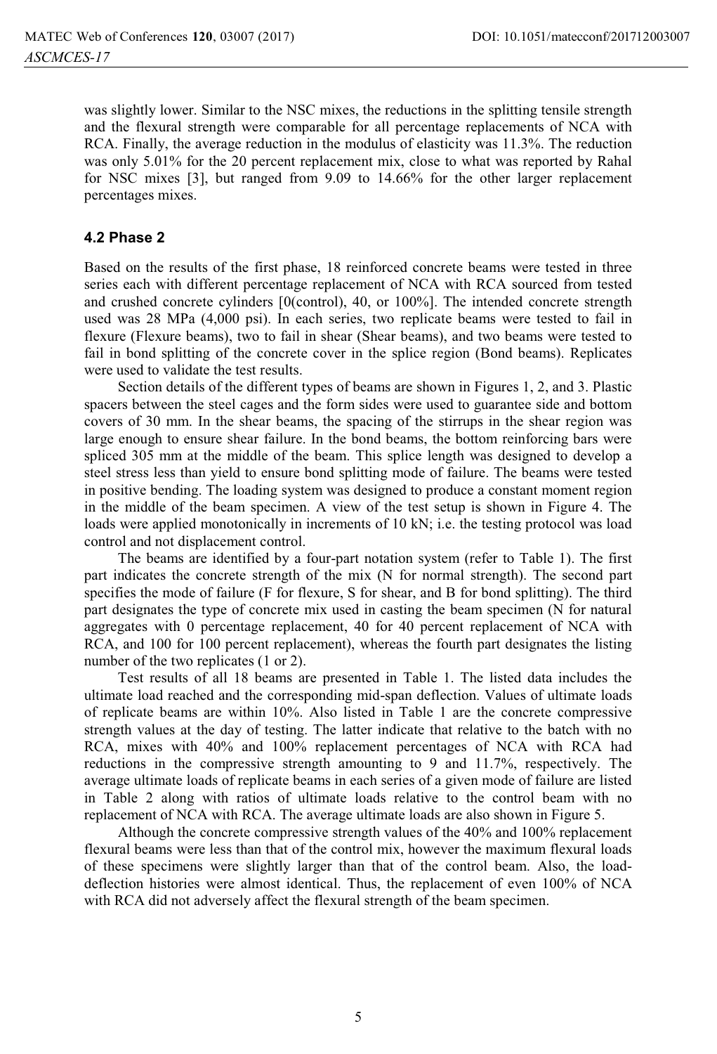was slightly lower. Similar to the NSC mixes, the reductions in the splitting tensile strength and the flexural strength were comparable for all percentage replacements of NCA with RCA. Finally, the average reduction in the modulus of elasticity was 11.3%. The reduction was only 5.01% for the 20 percent replacement mix, close to what was reported by Rahal for NSC mixes [3], but ranged from 9.09 to 14.66% for the other larger replacement percentages mixes.

### 4.2 Phase 2

Based on the results of the first phase, 18 reinforced concrete beams were tested in three series each with different percentage replacement of NCA with RCA sourced from tested and crushed concrete cylinders [0(control), 40, or 100%]. The intended concrete strength used was 28 MPa (4,000 psi). In each series, two replicate beams were tested to fail in flexure (Flexure beams), two to fail in shear (Shear beams), and two beams were tested to fail in bond splitting of the concrete cover in the splice region (Bond beams). Replicates were used to validate the test results.

Section details of the different types of beams are shown in Figures 1, 2, and 3. Plastic spacers between the steel cages and the form sides were used to guarantee side and bottom covers of 30 mm. In the shear beams, the spacing of the stirrups in the shear region was large enough to ensure shear failure. In the bond beams, the bottom reinforcing bars were spliced 305 mm at the middle of the beam. This splice length was designed to develop a steel stress less than yield to ensure bond splitting mode of failure. The beams were tested in positive bending. The loading system was designed to produce a constant moment region in the middle of the beam specimen. A view of the test setup is shown in Figure 4. The loads were applied monotonically in increments of 10 kN; i.e. the testing protocol was load control and not displacement control.

The beams are identified by a four-part notation system (refer to Table 1). The first part indicates the concrete strength of the mix (N for normal strength). The second part specifies the mode of failure (F for flexure, S for shear, and B for bond splitting). The third part designates the type of concrete mix used in casting the beam specimen (N for natural aggregates with 0 percentage replacement, 40 for 40 percent replacement of NCA with RCA, and 100 for 100 percent replacement), whereas the fourth part designates the listing number of the two replicates (1 or 2).

Test results of all 18 beams are presented in Table 1. The listed data includes the ultimate load reached and the corresponding mid-span deflection. Values of ultimate loads of replicate beams are within 10%. Also listed in Table 1 are the concrete compressive strength values at the day of testing. The latter indicate that relative to the batch with no RCA, mixes with 40% and 100% replacement percentages of NCA with RCA had reductions in the compressive strength amounting to 9 and 11.7%, respectively. The average ultimate loads of replicate beams in each series of a given mode of failure are listed in Table 2 along with ratios of ultimate loads relative to the control beam with no replacement of NCA with RCA. The average ultimate loads are also shown in Figure 5.

Although the concrete compressive strength values of the 40% and 100% replacement flexural beams were less than that of the control mix, however the maximum flexural loads of these specimens were slightly larger than that of the control beam. Also, the load-deflection histories were almost identical. Thus, the replacement of even 100% of NCA with RCA did not adversely affect the flexural strength of the beam specimen.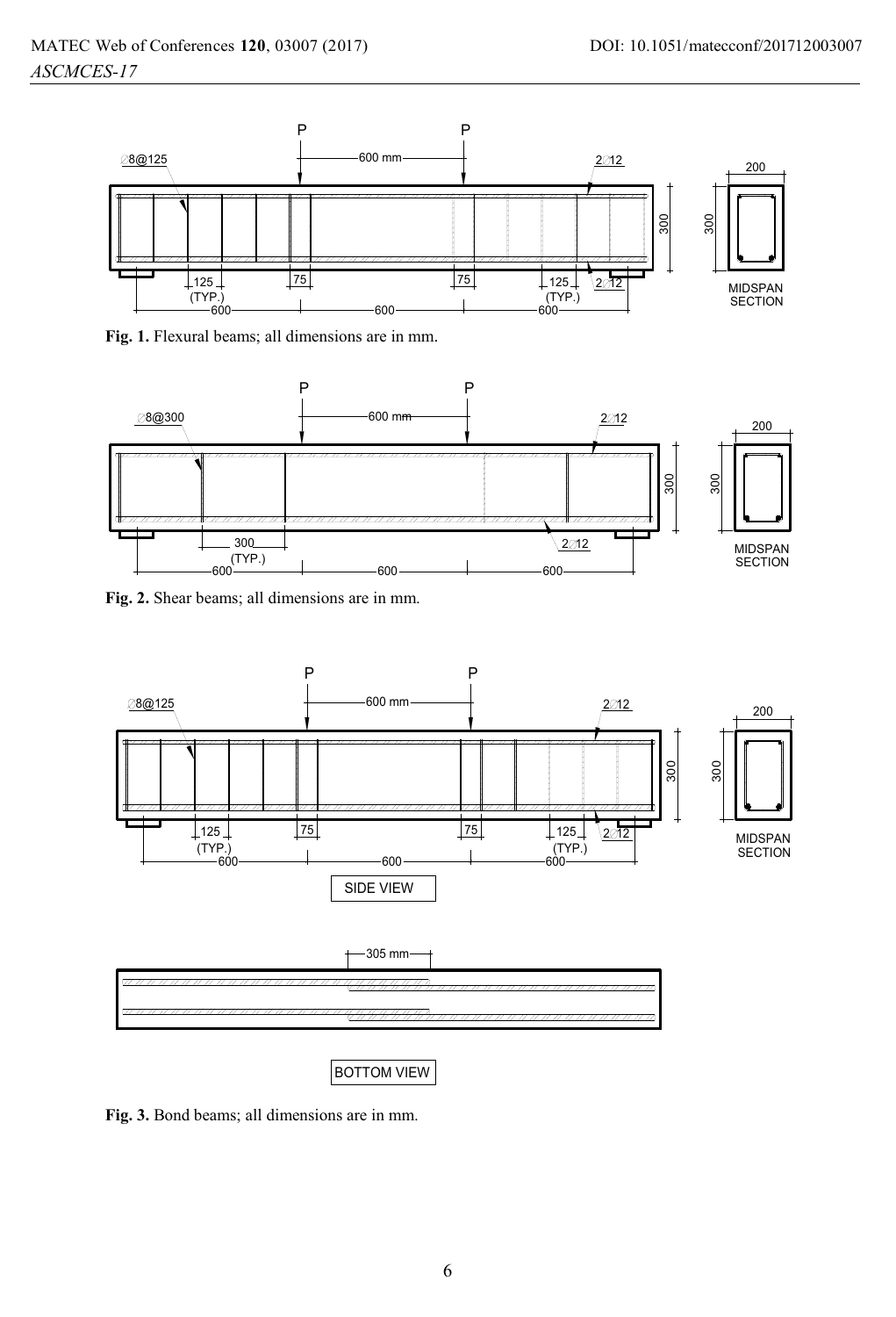**Fig. 1.** Flexural beams; all dimensions are in mm.

**Fig. 2.** Shear beams; all dimensions are in mm.

**Fig. 3.** Bond beams; all dimensions are in mm.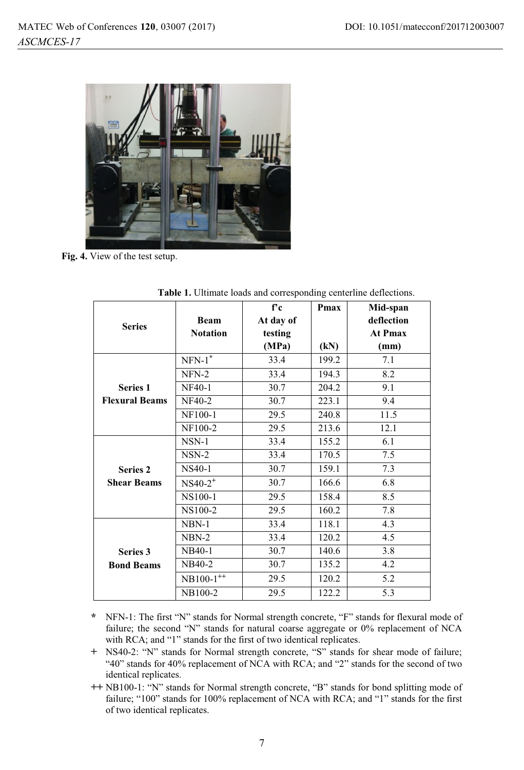Fig. 4. View of the test setup.

**Table 1.** Ultimate loads and corresponding centerline deflections.

| Series | Beam Notation | f'c At day of testing (MPa) | Pmax (kN) | Mid-span deflection At Pmax (mm) |
|---|---|---|---|---|
| **Series 1 Flexural Beams** | NFN-1* | 33.4 | 199.2 | 7.1 |
| | NFN-2 | 33.4 | 194.3 | 8.2 |
| | NF40-1 | 30.7 | 204.2 | 9.1 |
| | NF40-2 | 30.7 | 223.1 | 9.4 |
| | NF100-1 | 29.5 | 240.8 | 11.5 |
| | NF100-2 | 29.5 | 213.6 | 12.1 |
| **Series 2 Shear Beams** | NSN-1 | 33.4 | 155.2 | 6.1 |
| | NSN-2 | 33.4 | 170.5 | 7.5 |
| | NS40-1 | 30.7 | 159.1 | 7.3 |
| | NS40-2+ | 30.7 | 166.6 | 6.8 |
| | NS100-1 | 29.5 | 158.4 | 8.5 |
| | NS100-2 | 29.5 | 160.2 | 7.8 |
| **Series 3 Bond Beams** | NBN-1 | 33.4 | 118.1 | 4.3 |
| | NBN-2 | 33.4 | 120.2 | 4.5 |
| | NB40-1 | 30.7 | 140.6 | 3.8 |
| | NB40-2 | 30.7 | 135.2 | 4.2 |
| | NB100-1++ | 29.5 | 120.2 | 5.2 |
| | NB100-2 | 29.5 | 122.2 | 5.3 |

\* NFN-1: The first "N" stands for Normal strength concrete, "F" stands for flexural mode of failure; the second "N" stands for natural coarse aggregate or 0% replacement of NCA with RCA; and "1" stands for the first of two identical replicates.

\+ NS40-2: "N" stands for Normal strength concrete, "S" stands for shear mode of failure; "40" stands for 40% replacement of NCA with RCA; and "2" stands for the second of two identical replicates.

++ NB100-1: "N" stands for Normal strength concrete, "B" stands for bond splitting mode of failure; "100" stands for 100% replacement of NCA with RCA; and "1" stands for the first of two identical replicates.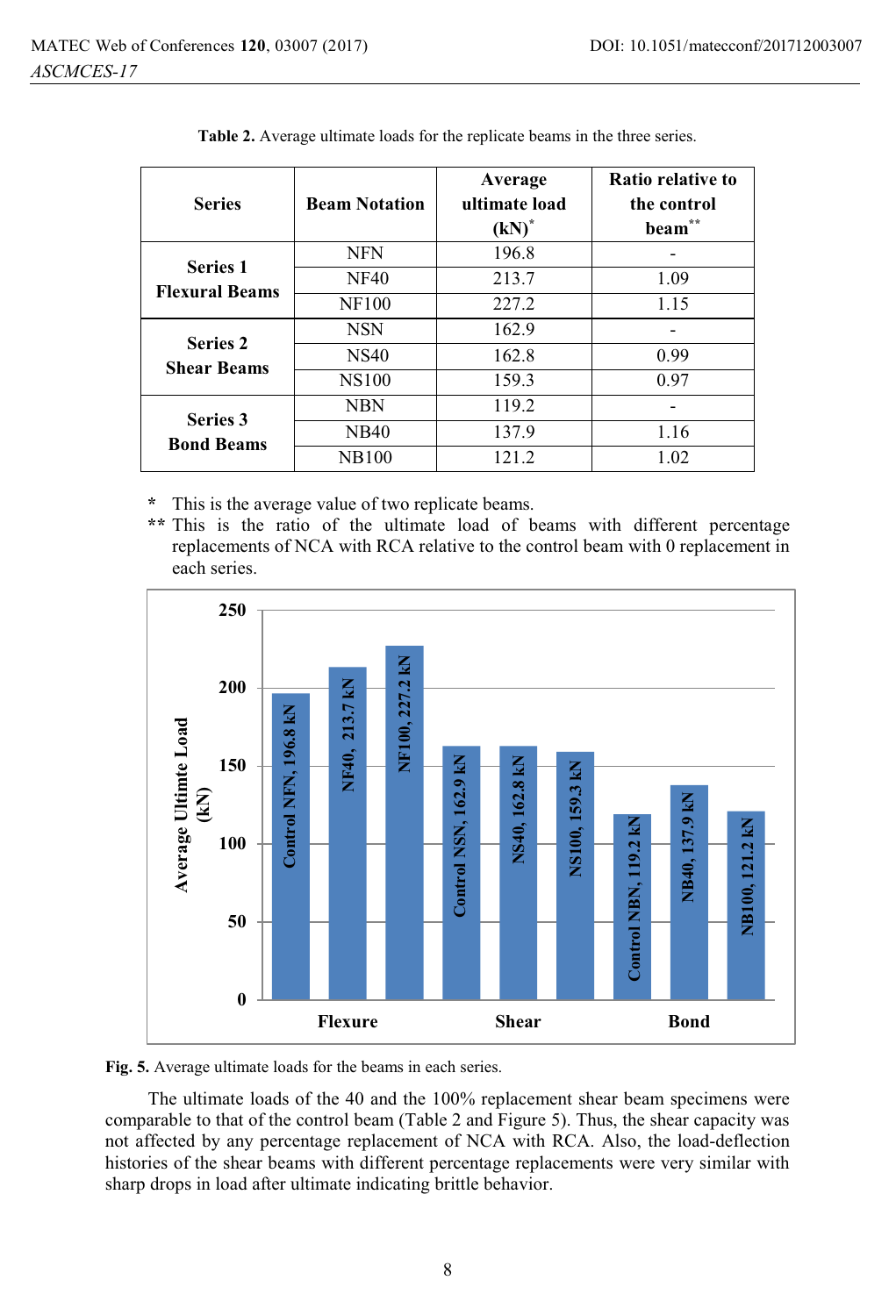**Table 2.** Average ultimate loads for the replicate beams in the three series.

| Series | Beam Notation | Average ultimate load (kN)* | Ratio relative to the control beam** |
|---|---|---|---|
| Series 1 Flexural Beams | NFN | 196.8 | - |
| | NF40 | 213.7 | 1.09 |
| | NF100 | 227.2 | 1.15 |
| Series 2 Shear Beams | NSN | 162.9 | - |
| | NS40 | 162.8 | 0.99 |
| | NS100 | 159.3 | 0.97 |
| Series 3 Bond Beams | NBN | 119.2 | - |
| | NB40 | 137.9 | 1.16 |
| | NB100 | 121.2 | 1.02 |

\* This is the average value of two replicate beams.

\*\* This is the ratio of the ultimate load of beams with different percentage replacements of NCA with RCA relative to the control beam with 0 replacement in each series.

**Fig. 5.** Average ultimate loads for the beams in each series.

The ultimate loads of the 40 and the 100% replacement shear beam specimens were comparable to that of the control beam (Table 2 and Figure 5). Thus, the shear capacity was not affected by any percentage replacement of NCA with RCA. Also, the load-deflection histories of the shear beams with different percentage replacements were very similar with sharp drops in load after ultimate indicating brittle behavior.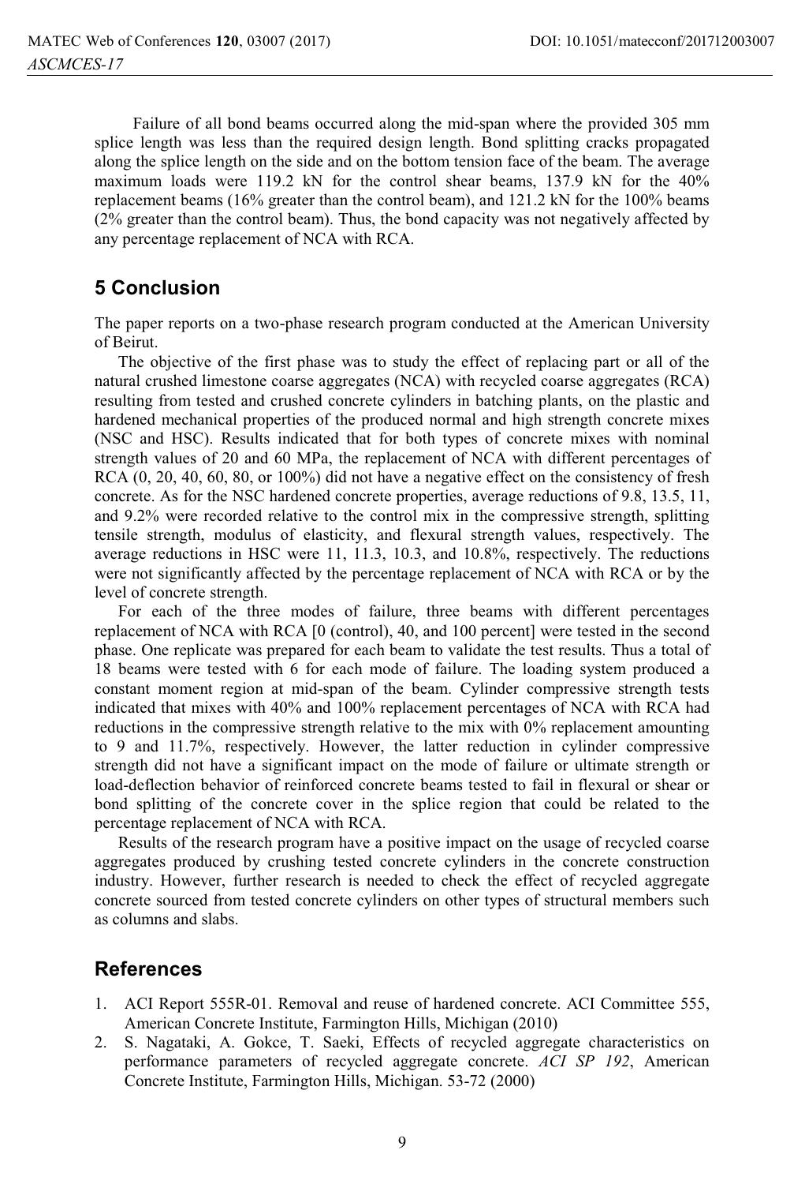Failure of all bond beams occurred along the mid-span where the provided 305 mm splice length was less than the required design length. Bond splitting cracks propagated along the splice length on the side and on the bottom tension face of the beam. The average maximum loads were 119.2 kN for the control shear beams, 137.9 kN for the 40% replacement beams (16% greater than the control beam), and 121.2 kN for the 100% beams (2% greater than the control beam). Thus, the bond capacity was not negatively affected by any percentage replacement of NCA with RCA.

## 5 Conclusion

The paper reports on a two-phase research program conducted at the American University of Beirut.

The objective of the first phase was to study the effect of replacing part or all of the natural crushed limestone coarse aggregates (NCA) with recycled coarse aggregates (RCA) resulting from tested and crushed concrete cylinders in batching plants, on the plastic and hardened mechanical properties of the produced normal and high strength concrete mixes (NSC and HSC). Results indicated that for both types of concrete mixes with nominal strength values of 20 and 60 MPa, the replacement of NCA with different percentages of RCA (0, 20, 40, 60, 80, or 100%) did not have a negative effect on the consistency of fresh concrete. As for the NSC hardened concrete properties, average reductions of 9.8, 13.5, 11, and 9.2% were recorded relative to the control mix in the compressive strength, splitting tensile strength, modulus of elasticity, and flexural strength values, respectively. The average reductions in HSC were 11, 11.3, 10.3, and 10.8%, respectively. The reductions were not significantly affected by the percentage replacement of NCA with RCA or by the level of concrete strength.

For each of the three modes of failure, three beams with different percentages replacement of NCA with RCA [0 (control), 40, and 100 percent] were tested in the second phase. One replicate was prepared for each beam to validate the test results. Thus a total of 18 beams were tested with 6 for each mode of failure. The loading system produced a constant moment region at mid-span of the beam. Cylinder compressive strength tests indicated that mixes with 40% and 100% replacement percentages of NCA with RCA had reductions in the compressive strength relative to the mix with 0% replacement amounting to 9 and 11.7%, respectively. However, the latter reduction in cylinder compressive strength did not have a significant impact on the mode of failure or ultimate strength or load-deflection behavior of reinforced concrete beams tested to fail in flexural or shear or bond splitting of the concrete cover in the splice region that could be related to the percentage replacement of NCA with RCA.

Results of the research program have a positive impact on the usage of recycled coarse aggregates produced by crushing tested concrete cylinders in the concrete construction industry. However, further research is needed to check the effect of recycled aggregate concrete sourced from tested concrete cylinders on other types of structural members such as columns and slabs.

## References

1. ACI Report 555R-01. Removal and reuse of hardened concrete. ACI Committee 555, American Concrete Institute, Farmington Hills, Michigan (2010)
2. S. Nagataki, A. Gokce, T. Saeki, Effects of recycled aggregate characteristics on performance parameters of recycled aggregate concrete. *ACI SP 192*, American Concrete Institute, Farmington Hills, Michigan. 53-72 (2000)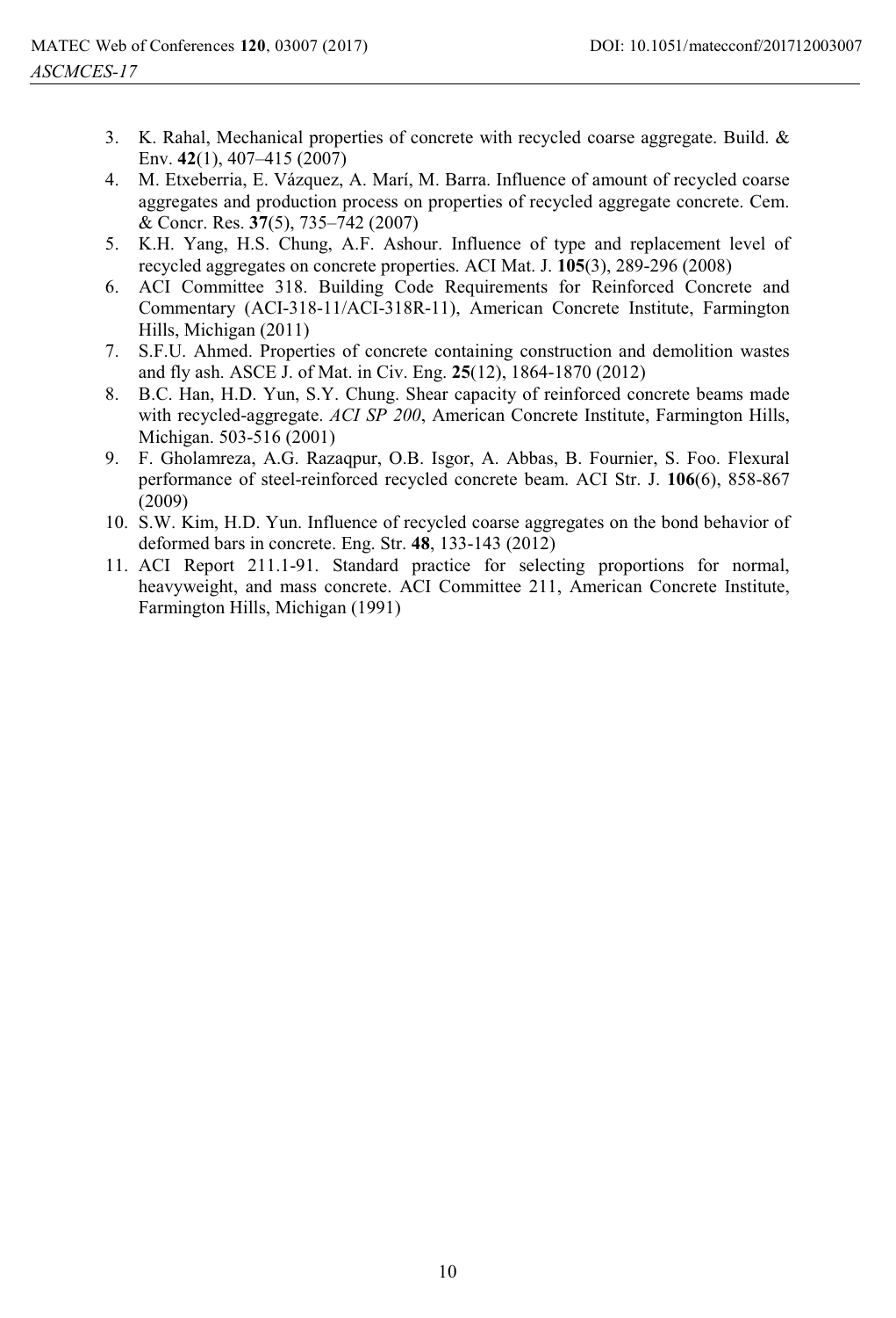3. K. Rahal, Mechanical properties of concrete with recycled coarse aggregate. Build. & Env. **42**(1), 407–415 (2007)
4. M. Etxeberria, E. Vázquez, A. Marí, M. Barra. Influence of amount of recycled coarse aggregates and production process on properties of recycled aggregate concrete. Cem. & Concr. Res. **37**(5), 735–742 (2007)
5. K.H. Yang, H.S. Chung, A.F. Ashour. Influence of type and replacement level of recycled aggregates on concrete properties. ACI Mat. J. **105**(3), 289-296 (2008)
6. ACI Committee 318. Building Code Requirements for Reinforced Concrete and Commentary (ACI-318-11/ACI-318R-11), American Concrete Institute, Farmington Hills, Michigan (2011)
7. S.F.U. Ahmed. Properties of concrete containing construction and demolition wastes and fly ash. ASCE J. of Mat. in Civ. Eng. **25**(12), 1864-1870 (2012)
8. B.C. Han, H.D. Yun, S.Y. Chung. Shear capacity of reinforced concrete beams made with recycled-aggregate. *ACI SP 200*, American Concrete Institute, Farmington Hills, Michigan. 503-516 (2001)
9. F. Gholamreza, A.G. Razaqpur, O.B. Isgor, A. Abbas, B. Fournier, S. Foo. Flexural performance of steel-reinforced recycled concrete beam. ACI Str. J. **106**(6), 858-867 (2009)
10. S.W. Kim, H.D. Yun. Influence of recycled coarse aggregates on the bond behavior of deformed bars in concrete. Eng. Str. **48**, 133-143 (2012)
11. ACI Report 211.1-91. Standard practice for selecting proportions for normal, heavyweight, and mass concrete. ACI Committee 211, American Concrete Institute, Farmington Hills, Michigan (1991)